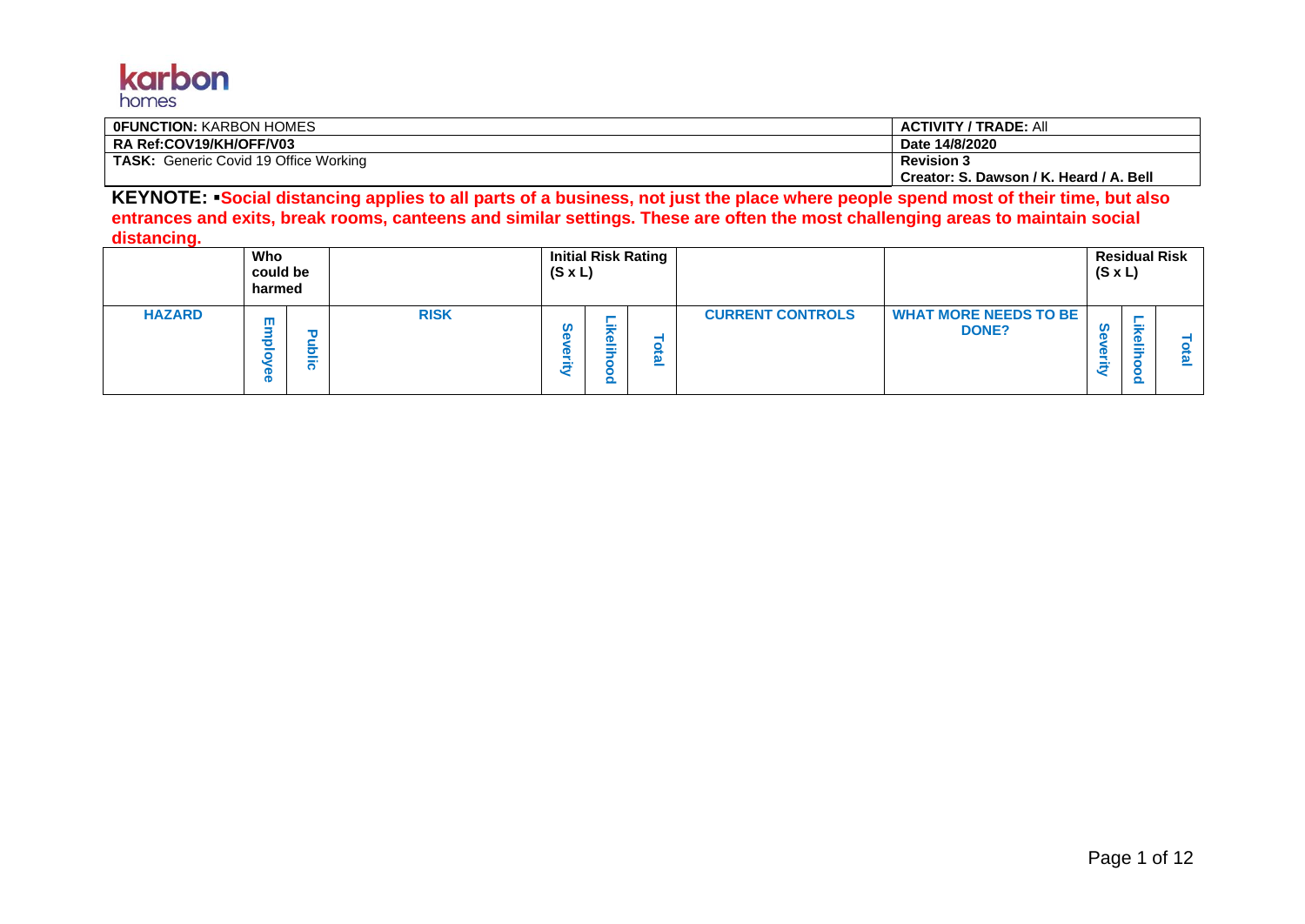karbon homes

| **0FUNCTION:** KARBON HOMES | **ACTIVITY / TRADE:** All |
|---|---|
| **RA Ref:COV19/KH/OFF/V03** | **Date 14/8/2020** |
| **TASK:** Generic Covid 19 Office Working | **Revision 3** **Creator: S. Dawson / K. Heard / A. Bell** |

**KEYNOTE: ▪Social distancing applies to all parts of a business, not just the place where people spend most of their time, but also entrances and exits, break rooms, canteens and similar settings. These are often the most challenging areas to maintain social distancing.**

| | **Who could be harmed** | | | **Initial Risk Rating (S x L)** | | | | | **Residual Risk (S x L)** | | |
|---|---|---|---|---|---|---|---|---|---|---|---|
| **HAZARD** | **Employee** | **Public** | **RISK** | **Severity** | **Likelihood** | **Total** | **CURRENT CONTROLS** | **WHAT MORE NEEDS TO BE DONE?** | **Severity** | **Likelihood** | **Total** |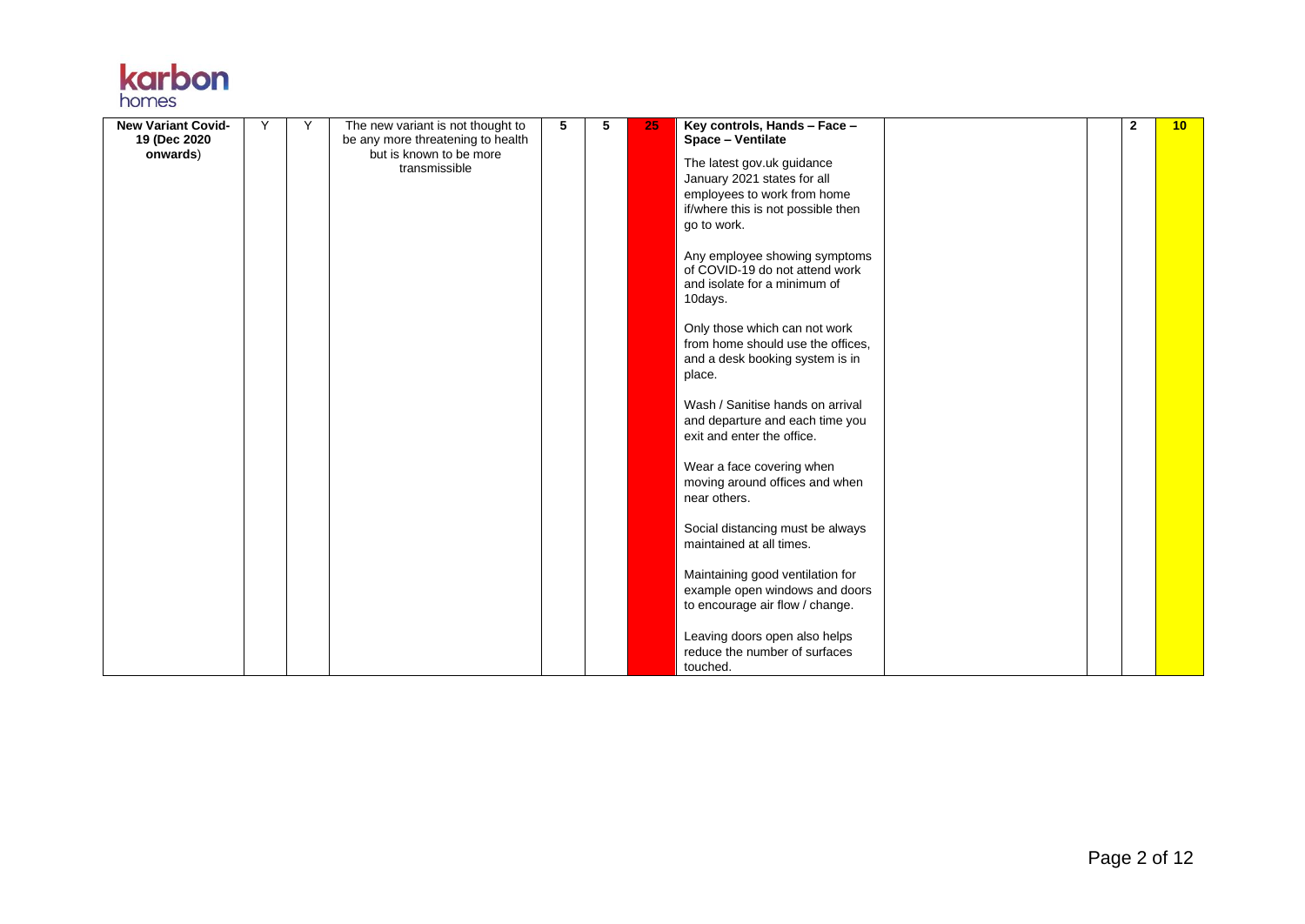| New Variant Covid-19 (Dec 2020 onwards) | Y | Y | The new variant is not thought to be any more threatening to health but is known to be more transmissible | 5 | 5 | 25 | **Key controls, Hands – Face – Space – Ventilate**<br><br>The latest gov.uk guidance January 2021 states for all employees to work from home if/where this is not possible then go to work.<br><br>Any employee showing symptoms of COVID-19 do not attend work and isolate for a minimum of 10days.<br><br>Only those which can not work from home should use the offices, and a desk booking system is in place.<br><br>Wash / Sanitise hands on arrival and departure and each time you exit and enter the office.<br><br>Wear a face covering when moving around offices and when near others.<br><br>Social distancing must be always maintained at all times.<br><br>Maintaining good ventilation for example open windows and doors to encourage air flow / change.<br><br>Leaving doors open also helps reduce the number of surfaces touched. | | | 2 | 10 |
|---|---|---|---|---|---|---|---|---|---|---|---|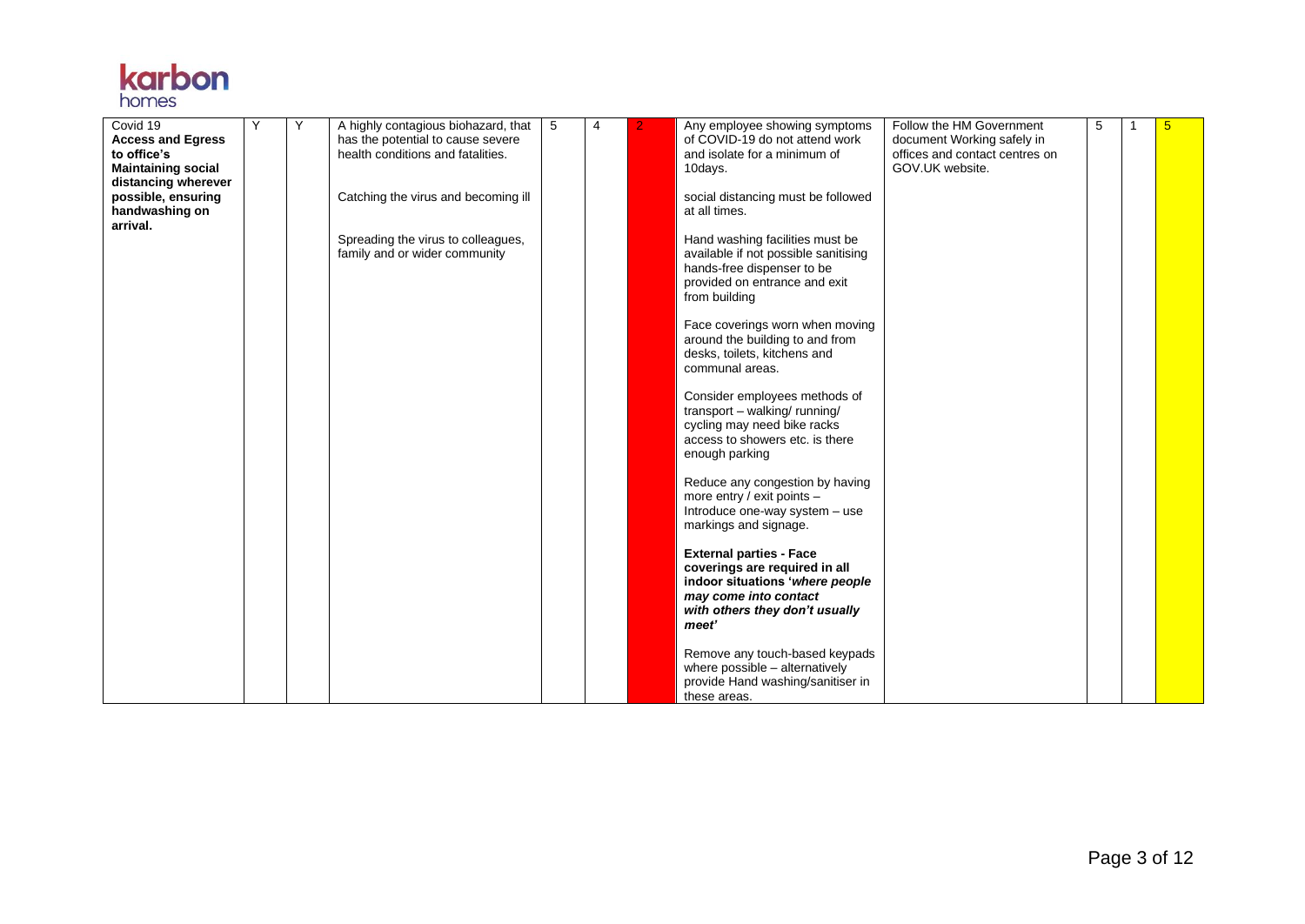| Covid 19 **Access and Egress to office's Maintaining social distancing wherever possible, ensuring handwashing on arrival.** | Y | Y | A highly contagious biohazard, that has the potential to cause severe health conditions and fatalities.<br><br>Catching the virus and becoming ill<br><br>Spreading the virus to colleagues, family and or wider community | 5 | 4 | 2 | Any employee showing symptoms of COVID-19 do not attend work and isolate for a minimum of 10days.<br><br>social distancing must be followed at all times.<br><br>Hand washing facilities must be available if not possible sanitising hands-free dispenser to be provided on entrance and exit from building<br><br>Face coverings worn when moving around the building to and from desks, toilets, kitchens and communal areas.<br><br>Consider employees methods of transport – walking/ running/ cycling may need bike racks access to showers etc. is there enough parking<br><br>Reduce any congestion by having more entry / exit points – Introduce one-way system – use markings and signage.<br><br>**External parties - Face coverings are required in all indoor situations '*where people may come into contact with others they don't usually meet*'**<br><br>Remove any touch-based keypads where possible – alternatively provide Hand washing/sanitiser in these areas. | Follow the HM Government document Working safely in offices and contact centres on GOV.UK website. | 5 | 1 | 5 |
|---|---|---|---|---|---|---|---|---|---|---|---|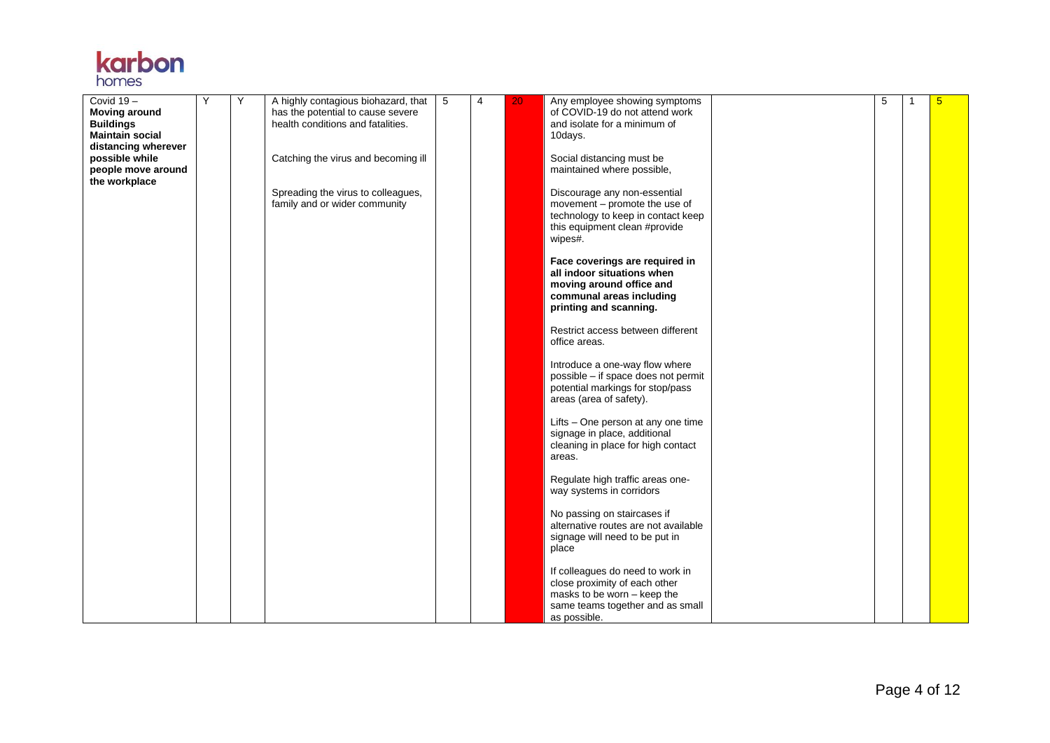| Covid 19 – **Moving around Buildings Maintain social distancing wherever possible while people move around the workplace** | Y | Y | A highly contagious biohazard, that has the potential to cause severe health conditions and fatalities.<br><br>Catching the virus and becoming ill<br><br>Spreading the virus to colleagues, family and or wider community | 5 | 4 | 20 | Any employee showing symptoms of COVID-19 do not attend work and isolate for a minimum of 10days.<br><br>Social distancing must be maintained where possible,<br><br>Discourage any non-essential movement – promote the use of technology to keep in contact keep this equipment clean #provide wipes#.<br><br>**Face coverings are required in all indoor situations when moving around office and communal areas including printing and scanning.**<br><br>Restrict access between different office areas.<br><br>Introduce a one-way flow where possible – if space does not permit potential markings for stop/pass areas (area of safety).<br><br>Lifts – One person at any one time signage in place, additional cleaning in place for high contact areas.<br><br>Regulate high traffic areas one-way systems in corridors<br><br>No passing on staircases if alternative routes are not available signage will need to be put in place<br><br>If colleagues do need to work in close proximity of each other masks to be worn – keep the same teams together and as small as possible. | | 5 | 1 | 5 |
|---|---|---|---|---|---|---|---|---|---|---|---|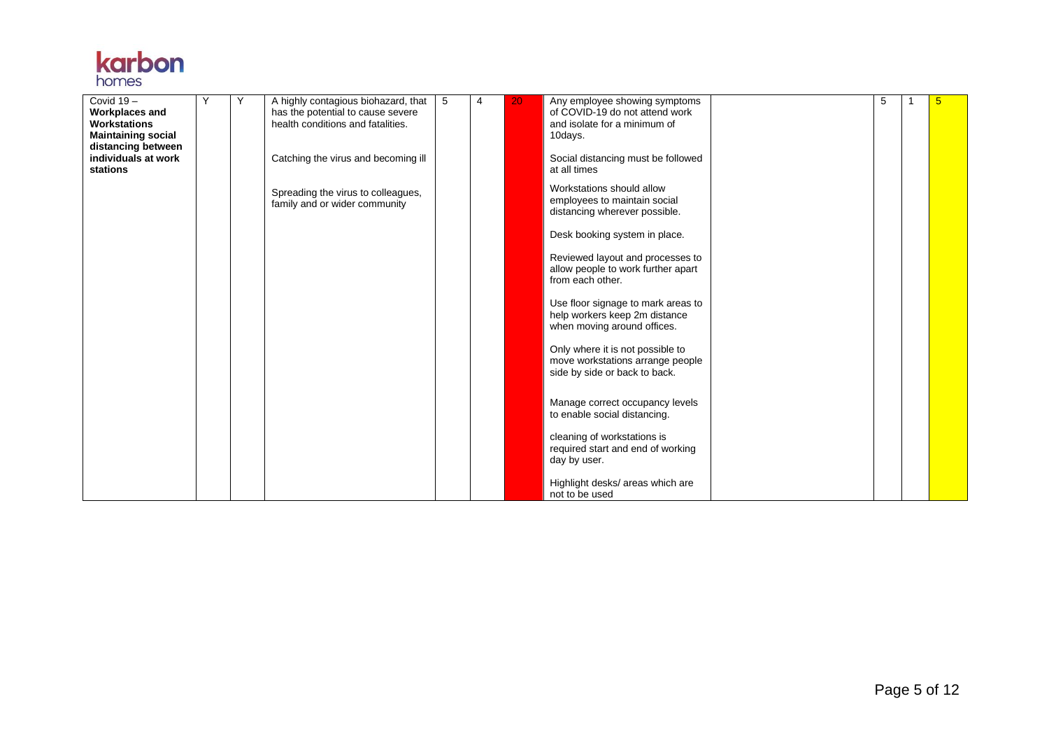| Covid 19 – **Workplaces and Workstations Maintaining social distancing between individuals at work stations** | Y | Y | A highly contagious biohazard, that has the potential to cause severe health conditions and fatalities.<br><br>Catching the virus and becoming ill<br><br>Spreading the virus to colleagues, family and or wider community | 5 | 4 | 20 | Any employee showing symptoms of COVID-19 do not attend work and isolate for a minimum of 10days.<br><br>Social distancing must be followed at all times<br><br>Workstations should allow employees to maintain social distancing wherever possible.<br><br>Desk booking system in place.<br><br>Reviewed layout and processes to allow people to work further apart from each other.<br><br>Use floor signage to mark areas to help workers keep 2m distance when moving around offices.<br><br>Only where it is not possible to move workstations arrange people side by side or back to back.<br><br>Manage correct occupancy levels to enable social distancing.<br><br>cleaning of workstations is required start and end of working day by user.<br><br>Highlight desks/ areas which are not to be used | | 5 | 1 | 5 |
|---|---|---|---|---|---|---|---|---|---|---|---|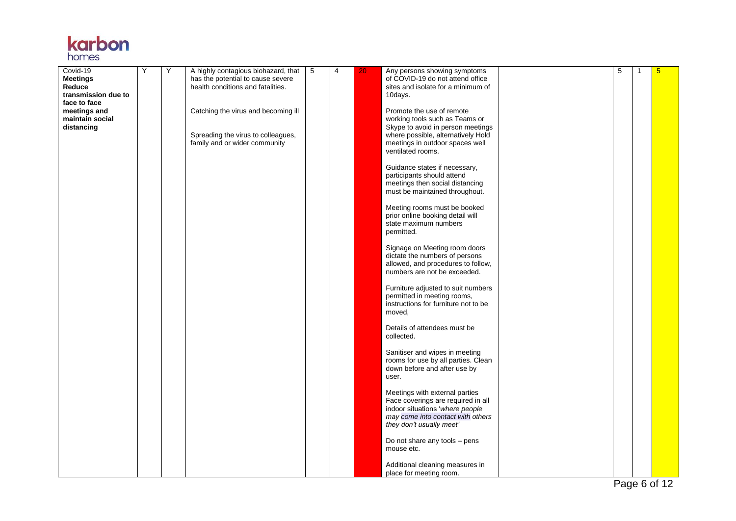| Covid-19 **Meetings Reduce transmission due to face to face meetings and maintain social distancing** | Y | Y | A highly contagious biohazard, that has the potential to cause severe health conditions and fatalities.<br><br>Catching the virus and becoming ill<br><br>Spreading the virus to colleagues, family and or wider community | 5 | 4 | 20 | Any persons showing symptoms of COVID-19 do not attend office sites and isolate for a minimum of 10days.<br><br>Promote the use of remote working tools such as Teams or Skype to avoid in person meetings where possible, alternatively Hold meetings in outdoor spaces well ventilated rooms.<br><br>Guidance states if necessary, participants should attend meetings then social distancing must be maintained throughout.<br><br>Meeting rooms must be booked prior online booking detail will state maximum numbers permitted.<br><br>Signage on Meeting room doors dictate the numbers of persons allowed, and procedures to follow, numbers are not be exceeded.<br><br>Furniture adjusted to suit numbers permitted in meeting rooms, instructions for furniture not to be moved,<br><br>Details of attendees must be collected.<br><br>Sanitiser and wipes in meeting rooms for use by all parties. Clean down before and after use by user.<br><br>Meetings with external parties Face coverings are required in all indoor situations '*where people may come into contact with others they don't usually meet*'<br><br>Do not share any tools – pens mouse etc.<br><br>Additional cleaning measures in place for meeting room. | | 5 | 1 | 5 |
|---|---|---|---|---|---|---|---|---|---|---|---|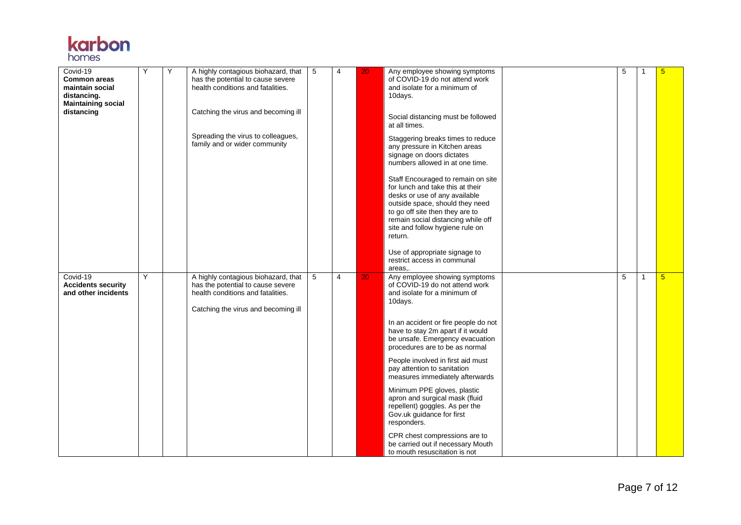| Covid-19 **Common areas maintain social distancing. Maintaining social distancing** | Y | Y | A highly contagious biohazard, that has the potential to cause severe health conditions and fatalities.<br><br>Catching the virus and becoming ill<br><br>Spreading the virus to colleagues, family and or wider community | 5 | 4 | 20 | Any employee showing symptoms of COVID-19 do not attend work and isolate for a minimum of 10days.<br><br>Social distancing must be followed at all times.<br><br>Staggering breaks times to reduce any pressure in Kitchen areas signage on doors dictates numbers allowed in at one time.<br><br>Staff Encouraged to remain on site for lunch and take this at their desks or use of any available outside space, should they need to go off site then they are to remain social distancing while off site and follow hygiene rule on return.<br><br>Use of appropriate signage to restrict access in communal areas,. | | 5 | 1 | 5 |
|---|---|---|---|---|---|---|---|---|---|---|---|
| Covid-19 **Accidents security and other incidents** | Y | | A highly contagious biohazard, that has the potential to cause severe health conditions and fatalities.<br><br>Catching the virus and becoming ill | 5 | 4 | 20 | Any employee showing symptoms of COVID-19 do not attend work and isolate for a minimum of 10days.<br><br>In an accident or fire people do not have to stay 2m apart if it would be unsafe. Emergency evacuation procedures are to be as normal<br><br>People involved in first aid must pay attention to sanitation measures immediately afterwards<br><br>Minimum PPE gloves, plastic apron and surgical mask (fluid repellent) goggles. As per the Gov.uk guidance for first responders.<br><br>CPR chest compressions are to be carried out if necessary Mouth to mouth resuscitation is not | | 5 | 1 | 5 |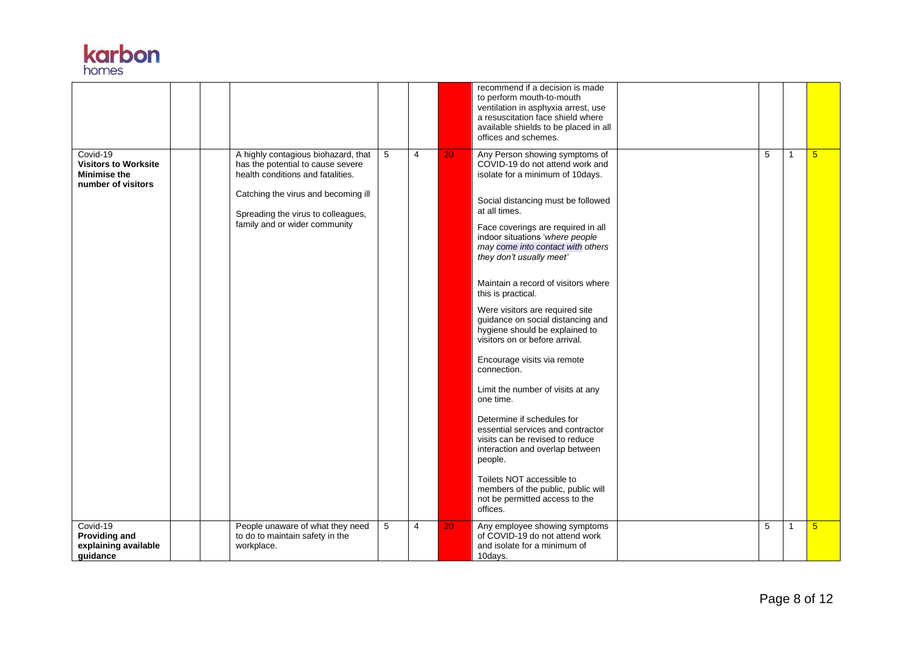| | | | | | | | | | | | |
|---|---|---|---|---|---|---|---|---|---|---|---|
| | | | | | | recommend if a decision is made to perform mouth-to-mouth ventilation in asphyxia arrest, use a resuscitation face shield where available shields to be placed in all offices and schemes. | | | | | |
| Covid-19 **Visitors to Worksite Minimise the number of visitors** | | | A highly contagious biohazard, that has the potential to cause severe health conditions and fatalities.<br><br>Catching the virus and becoming ill<br><br>Spreading the virus to colleagues, family and or wider community | 5 | 4 | 20 | Any Person showing symptoms of COVID-19 do not attend work and isolate for a minimum of 10days.<br><br>Social distancing must be followed at all times.<br><br>Face coverings are required in all indoor situations '*where people may come into contact with others they don't usually meet*'<br><br>Maintain a record of visitors where this is practical.<br><br>Were visitors are required site guidance on social distancing and hygiene should be explained to visitors on or before arrival.<br><br>Encourage visits via remote connection.<br><br>Limit the number of visits at any one time.<br><br>Determine if schedules for essential services and contractor visits can be revised to reduce interaction and overlap between people.<br><br>Toilets NOT accessible to members of the public, public will not be permitted access to the offices. | | 5 | 1 | 5 |
| Covid-19 **Providing and explaining available guidance** | | | People unaware of what they need to do to maintain safety in the workplace. | 5 | 4 | 20 | Any employee showing symptoms of COVID-19 do not attend work and isolate for a minimum of 10days. | | 5 | 1 | 5 |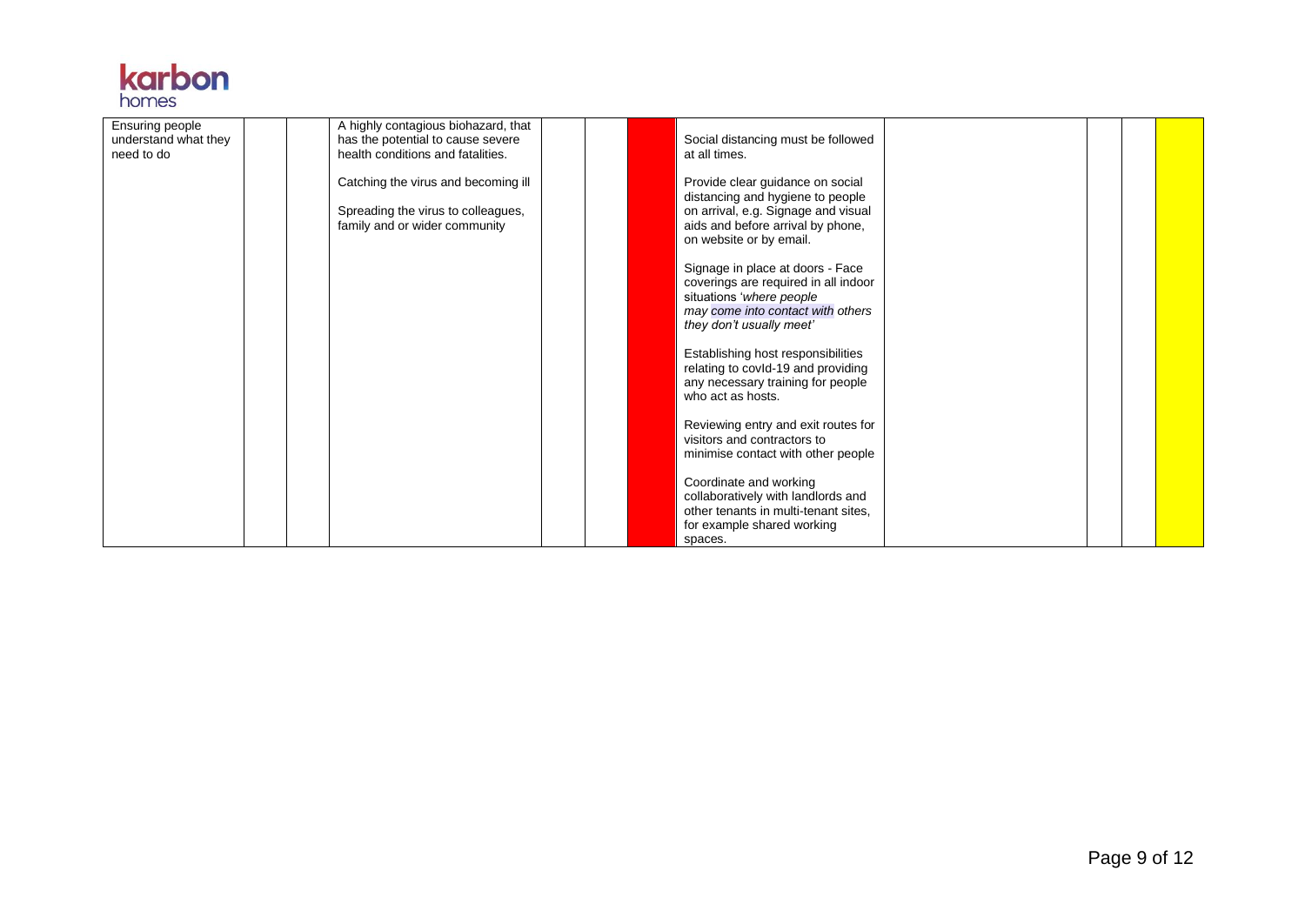| Ensuring people understand what they need to do | | | A highly contagious biohazard, that has the potential to cause severe health conditions and fatalities.<br><br>Catching the virus and becoming ill<br><br>Spreading the virus to colleagues, family and or wider community | | | | Social distancing must be followed at all times.<br><br>Provide clear guidance on social distancing and hygiene to people on arrival, e.g. Signage and visual aids and before arrival by phone, on website or by email.<br><br>Signage in place at doors - Face coverings are required in all indoor situations '*where people may come into contact with others they don't usually meet'*<br><br>Establishing host responsibilities relating to covId-19 and providing any necessary training for people who act as hosts.<br><br>Reviewing entry and exit routes for visitors and contractors to minimise contact with other people<br><br>Coordinate and working collaboratively with landlords and other tenants in multi-tenant sites, for example shared working spaces. | | | | |
|---|---|---|---|---|---|---|---|---|---|---|---|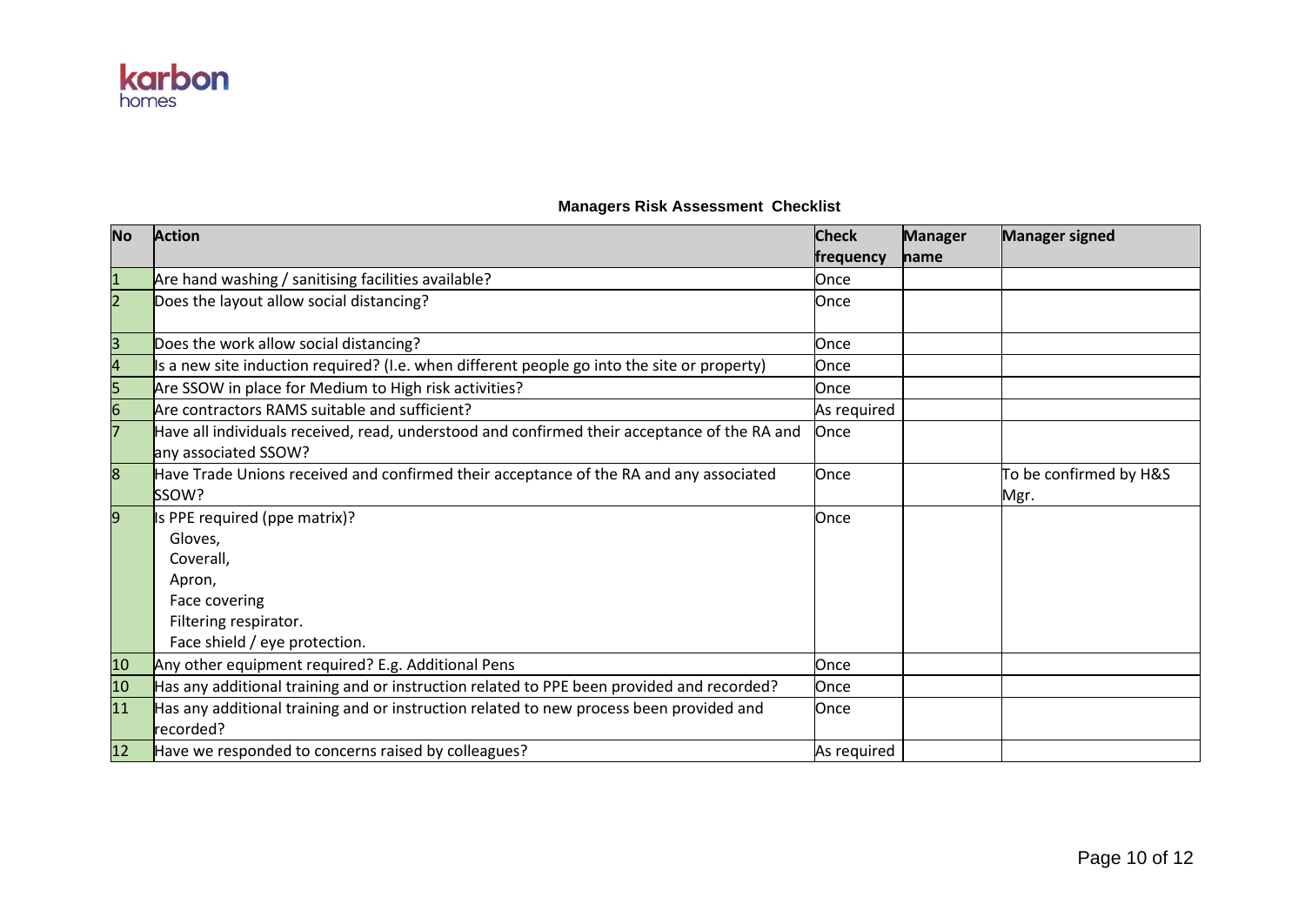**Managers Risk Assessment Checklist**

| No | Action | Check frequency | Manager name | Manager signed |
|---|---|---|---|---|
| 1 | Are hand washing / sanitising facilities available? | Once | | |
| 2 | Does the layout allow social distancing? | Once | | |
| 3 | Does the work allow social distancing? | Once | | |
| 4 | Is a new site induction required? (I.e. when different people go into the site or property) | Once | | |
| 5 | Are SSOW in place for Medium to High risk activities? | Once | | |
| 6 | Are contractors RAMS suitable and sufficient? | As required | | |
| 7 | Have all individuals received, read, understood and confirmed their acceptance of the RA and any associated SSOW? | Once | | |
| 8 | Have Trade Unions received and confirmed their acceptance of the RA and any associated SSOW? | Once | | To be confirmed by H&S Mgr. |
| 9 | Is PPE required (ppe matrix)?<br>Gloves,<br>Coverall,<br>Apron,<br>Face covering<br>Filtering respirator.<br>Face shield / eye protection. | Once | | |
| 10 | Any other equipment required? E.g. Additional Pens | Once | | |
| 10 | Has any additional training and or instruction related to PPE been provided and recorded? | Once | | |
| 11 | Has any additional training and or instruction related to new process been provided and recorded? | Once | | |
| 12 | Have we responded to concerns raised by colleagues? | As required | | |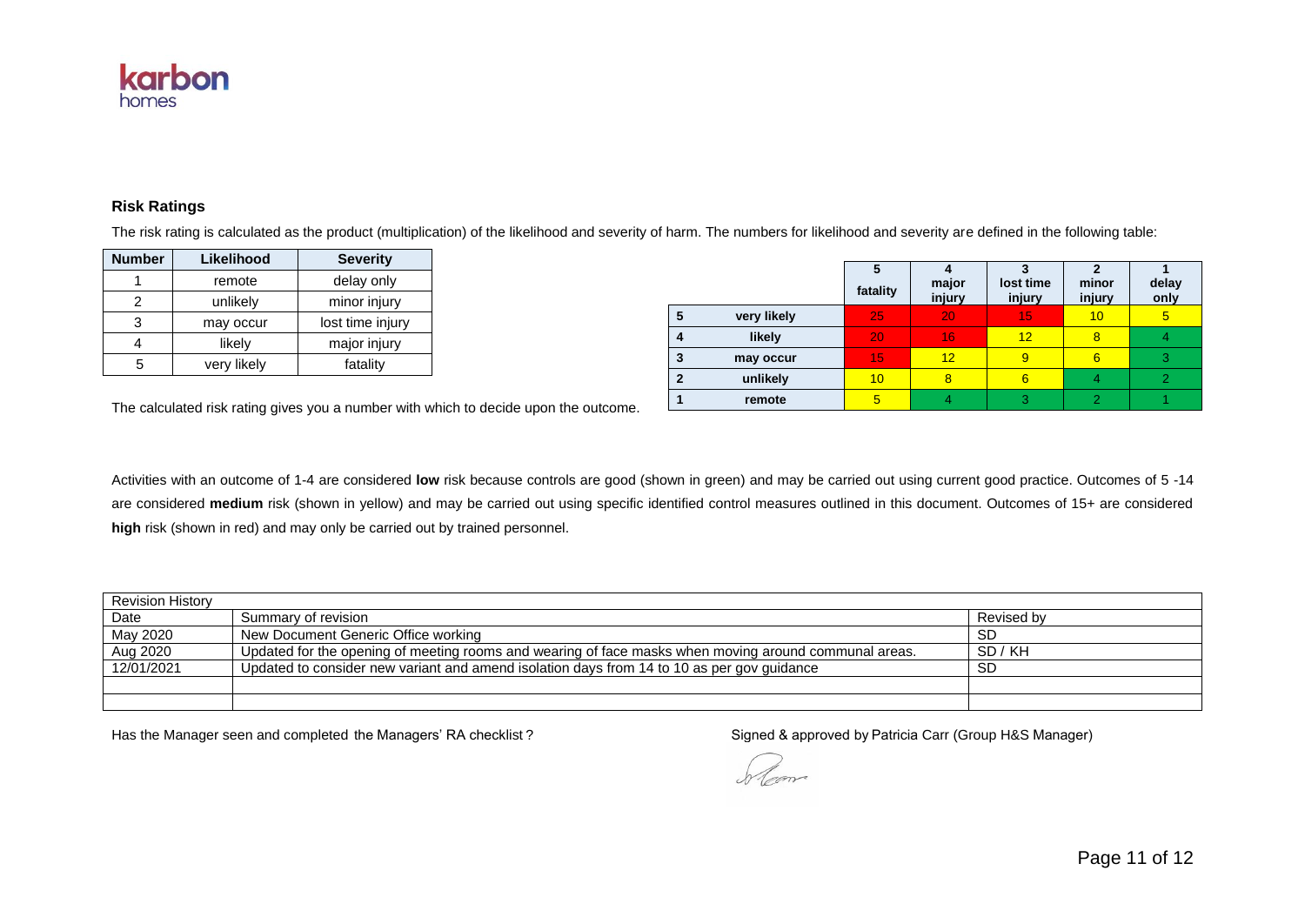karbon homes

### Risk Ratings

The risk rating is calculated as the product (multiplication) of the likelihood and severity of harm. The numbers for likelihood and severity are defined in the following table:

| Number | Likelihood | Severity |
|---|---|---|
| 1 | remote | delay only |
| 2 | unlikely | minor injury |
| 3 | may occur | lost time injury |
| 4 | likely | major injury |
| 5 | very likely | fatality |

| | | 5 fatality | 4 major injury | 3 lost time injury | 2 minor injury | 1 delay only |
|---|---|---|---|---|---|---|
| 5 | very likely | 25 | 20 | 15 | 10 | 5 |
| 4 | likely | 20 | 16 | 12 | 8 | 4 |
| 3 | may occur | 15 | 12 | 9 | 6 | 3 |
| 2 | unlikely | 10 | 8 | 6 | 4 | 2 |
| 1 | remote | 5 | 4 | 3 | 2 | 1 |

The calculated risk rating gives you a number with which to decide upon the outcome.

Activities with an outcome of 1-4 are considered **low** risk because controls are good (shown in green) and may be carried out using current good practice. Outcomes of 5 -14 are considered **medium** risk (shown in yellow) and may be carried out using specific identified control measures outlined in this document. Outcomes of 15+ are considered **high** risk (shown in red) and may only be carried out by trained personnel.

| Revision History | | |
|---|---|---|
| Date | Summary of revision | Revised by |
| May 2020 | New Document Generic Office working | SD |
| Aug 2020 | Updated for the opening of meeting rooms and wearing of face masks when moving around communal areas. | SD / KH |
| 12/01/2021 | Updated to consider new variant and amend isolation days from 14 to 10 as per gov guidance | SD |
| | | |
| | | |

Has the Manager seen and completed the Managers' RA checklist?

Signed & approved by Patricia Carr (Group H&S Manager)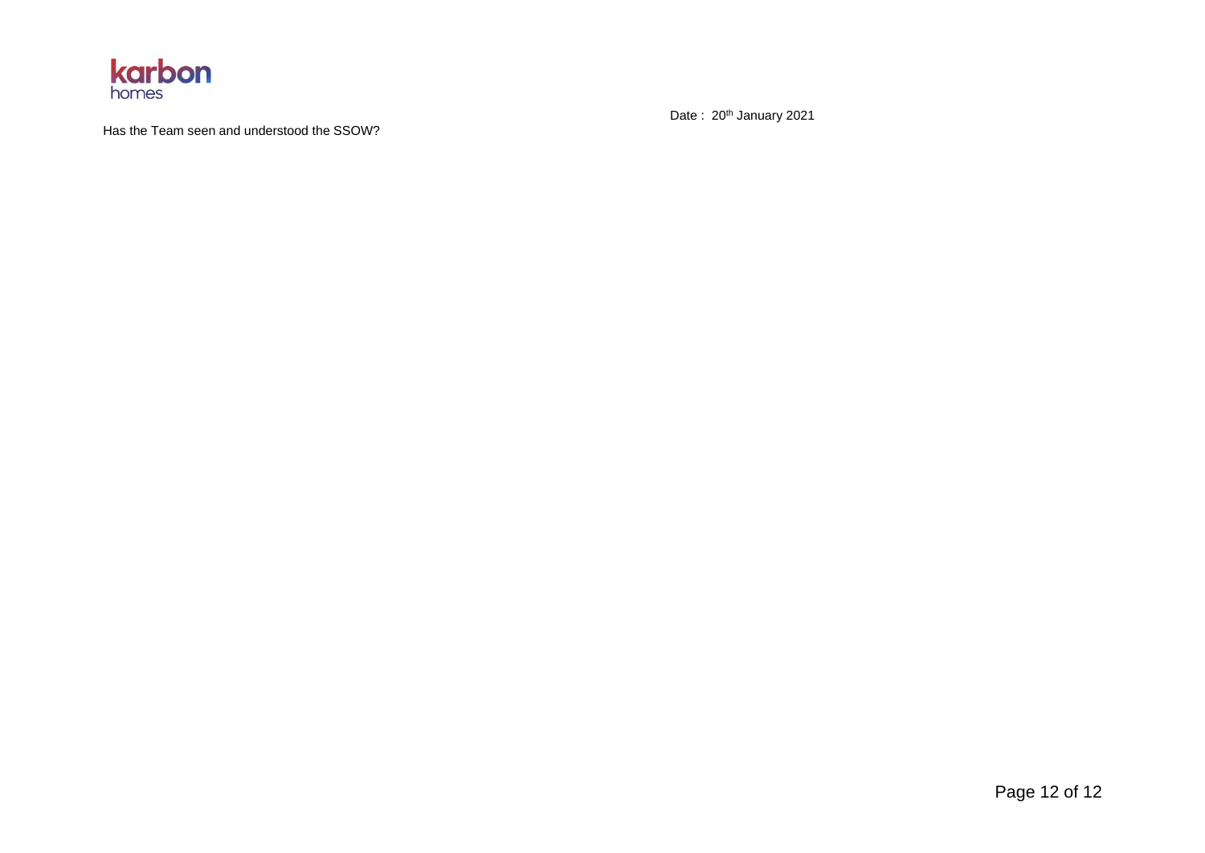Has the Team seen and understood the SSOW?

Date : 20th January 2021